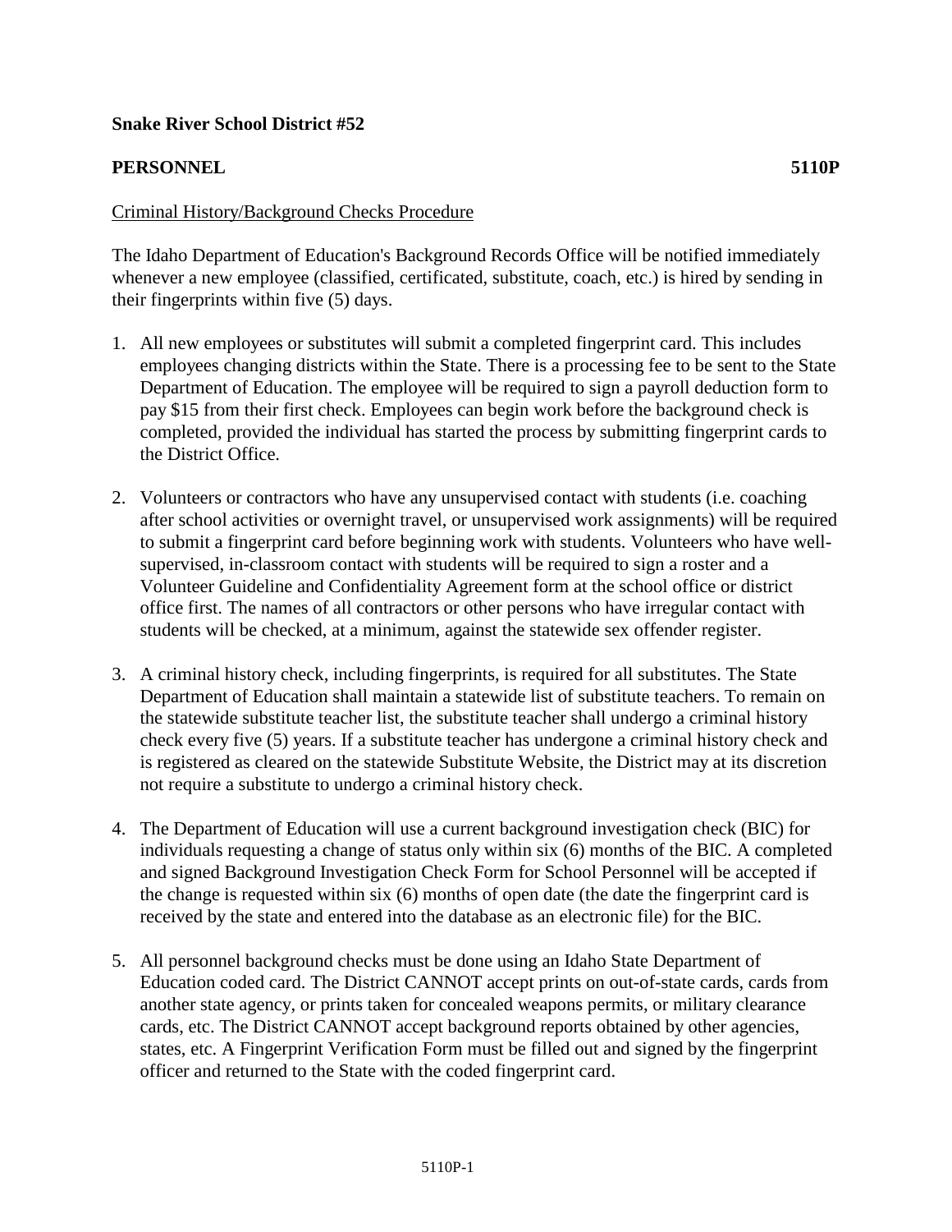**Snake River School District #52**

**PERSONNEL** **5110P**

Criminal History/Background Checks Procedure

The Idaho Department of Education's Background Records Office will be notified immediately whenever a new employee (classified, certificated, substitute, coach, etc.) is hired by sending in their fingerprints within five (5) days.

1. All new employees or substitutes will submit a completed fingerprint card. This includes employees changing districts within the State. There is a processing fee to be sent to the State Department of Education. The employee will be required to sign a payroll deduction form to pay $15 from their first check. Employees can begin work before the background check is completed, provided the individual has started the process by submitting fingerprint cards to the District Office.

2. Volunteers or contractors who have any unsupervised contact with students (i.e. coaching after school activities or overnight travel, or unsupervised work assignments) will be required to submit a fingerprint card before beginning work with students. Volunteers who have well-supervised, in-classroom contact with students will be required to sign a roster and a Volunteer Guideline and Confidentiality Agreement form at the school office or district office first. The names of all contractors or other persons who have irregular contact with students will be checked, at a minimum, against the statewide sex offender register.

3. A criminal history check, including fingerprints, is required for all substitutes. The State Department of Education shall maintain a statewide list of substitute teachers. To remain on the statewide substitute teacher list, the substitute teacher shall undergo a criminal history check every five (5) years. If a substitute teacher has undergone a criminal history check and is registered as cleared on the statewide Substitute Website, the District may at its discretion not require a substitute to undergo a criminal history check.

4. The Department of Education will use a current background investigation check (BIC) for individuals requesting a change of status only within six (6) months of the BIC. A completed and signed Background Investigation Check Form for School Personnel will be accepted if the change is requested within six (6) months of open date (the date the fingerprint card is received by the state and entered into the database as an electronic file) for the BIC.

5. All personnel background checks must be done using an Idaho State Department of Education coded card. The District CANNOT accept prints on out-of-state cards, cards from another state agency, or prints taken for concealed weapons permits, or military clearance cards, etc. The District CANNOT accept background reports obtained by other agencies, states, etc. A Fingerprint Verification Form must be filled out and signed by the fingerprint officer and returned to the State with the coded fingerprint card.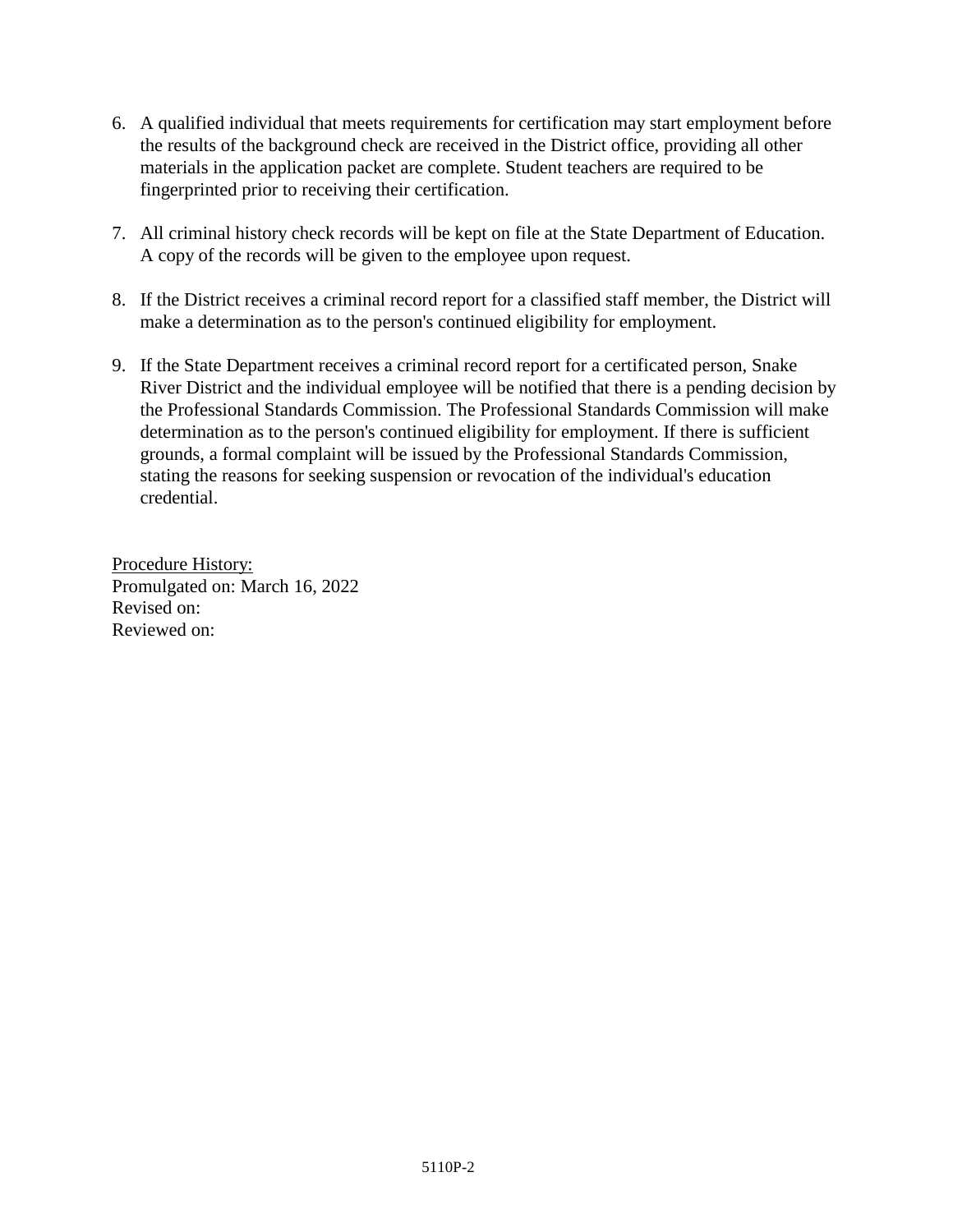6. A qualified individual that meets requirements for certification may start employment before the results of the background check are received in the District office, providing all other materials in the application packet are complete. Student teachers are required to be fingerprinted prior to receiving their certification.

7. All criminal history check records will be kept on file at the State Department of Education. A copy of the records will be given to the employee upon request.

8. If the District receives a criminal record report for a classified staff member, the District will make a determination as to the person's continued eligibility for employment.

9. If the State Department receives a criminal record report for a certificated person, Snake River District and the individual employee will be notified that there is a pending decision by the Professional Standards Commission. The Professional Standards Commission will make determination as to the person's continued eligibility for employment. If there is sufficient grounds, a formal complaint will be issued by the Professional Standards Commission, stating the reasons for seeking suspension or revocation of the individual's education credential.

<u>Procedure History:</u>
Promulgated on: March 16, 2022
Revised on:
Reviewed on: